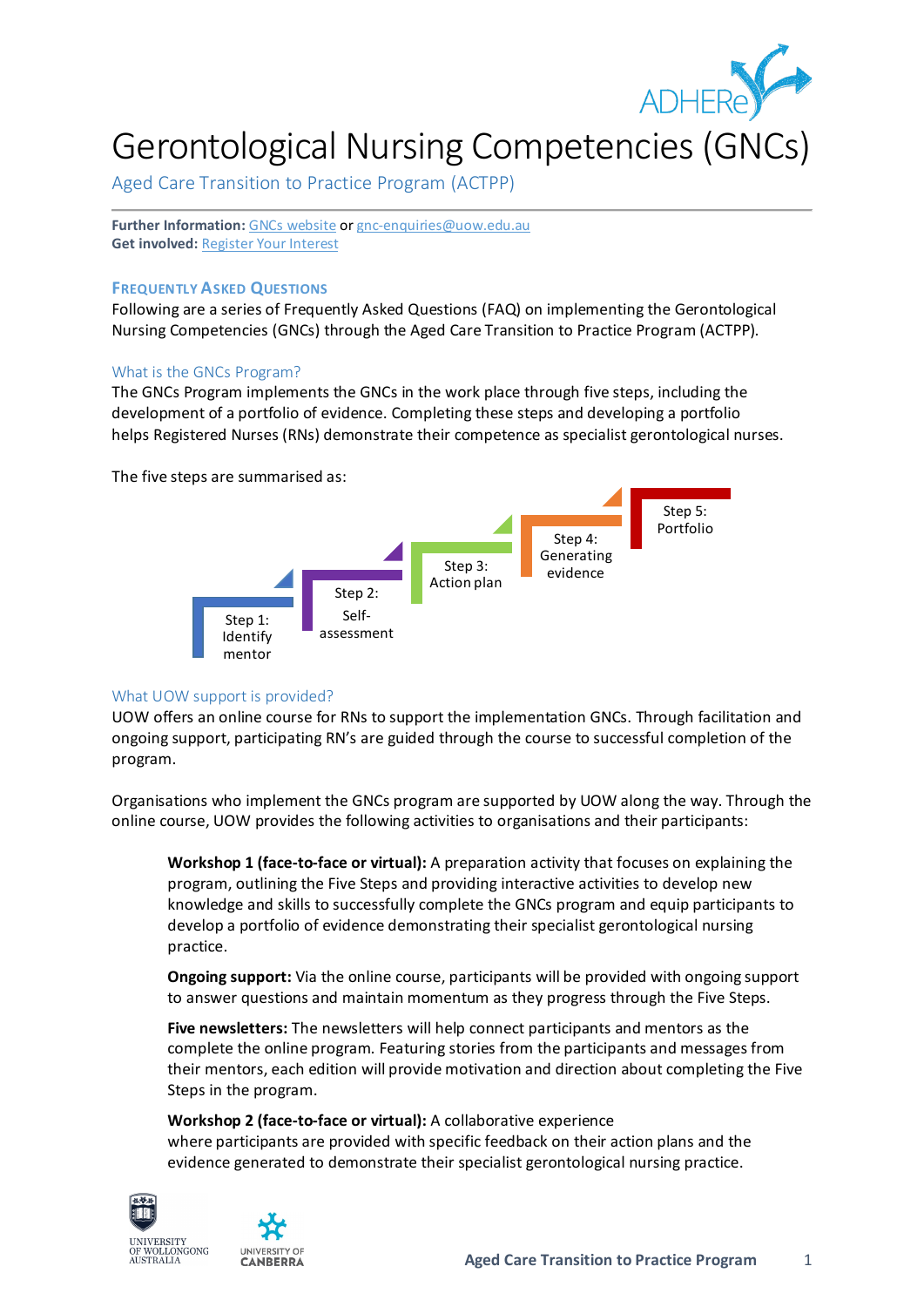# Gerontological Nursing Competencies (GNCs)

## Aged Care Transition to Practice Program (ACTPP)

**Further Information:** GNCs website or gnc-enquiries@uow.edu.au
**Get involved:** Register Your Interest

### FREQUENTLY ASKED QUESTIONS

Following are a series of Frequently Asked Questions (FAQ) on implementing the Gerontological Nursing Competencies (GNCs) through the Aged Care Transition to Practice Program (ACTPP).

#### What is the GNCs Program?

The GNCs Program implements the GNCs in the work place through five steps, including the development of a portfolio of evidence. Completing these steps and developing a portfolio helps Registered Nurses (RNs) demonstrate their competence as specialist gerontological nurses.

The five steps are summarised as:

- Step 1: Identify mentor
- Step 2: Self-assessment
- Step 3: Action plan
- Step 4: Generating evidence
- Step 5: Portfolio

#### What UOW support is provided?

UOW offers an online course for RNs to support the implementation GNCs. Through facilitation and ongoing support, participating RN's are guided through the course to successful completion of the program.

Organisations who implement the GNCs program are supported by UOW along the way. Through the online course, UOW provides the following activities to organisations and their participants:

> **Workshop 1 (face-to-face or virtual):** A preparation activity that focuses on explaining the program, outlining the Five Steps and providing interactive activities to develop new knowledge and skills to successfully complete the GNCs program and equip participants to develop a portfolio of evidence demonstrating their specialist gerontological nursing practice.
>
> **Ongoing support:** Via the online course, participants will be provided with ongoing support to answer questions and maintain momentum as they progress through the Five Steps.
>
> **Five newsletters:** The newsletters will help connect participants and mentors as the complete the online program. Featuring stories from the participants and messages from their mentors, each edition will provide motivation and direction about completing the Five Steps in the program.
>
> **Workshop 2 (face-to-face or virtual):** A collaborative experience where participants are provided with specific feedback on their action plans and the evidence generated to demonstrate their specialist gerontological nursing practice.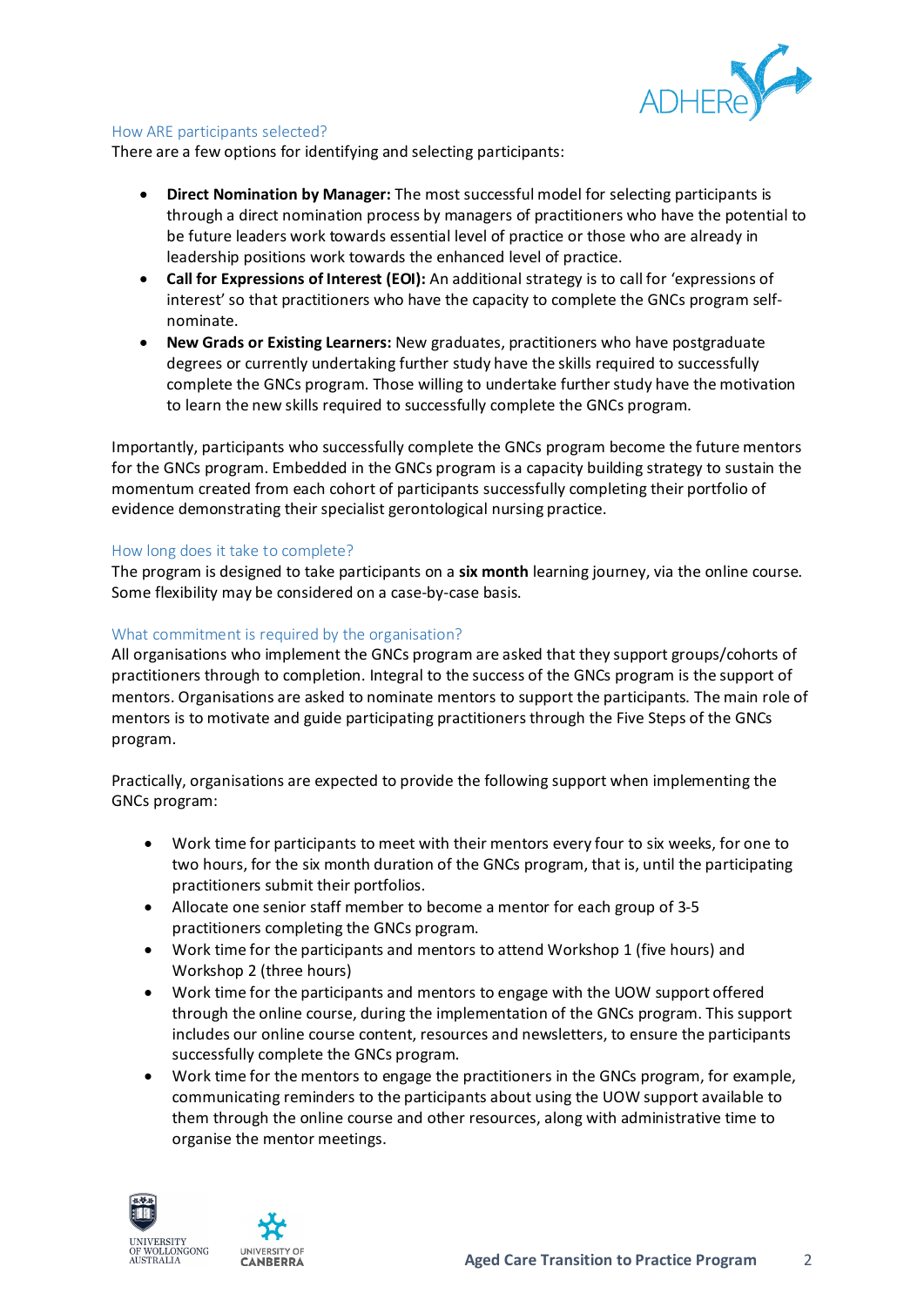## How ARE participants selected?

There are a few options for identifying and selecting participants:

- **Direct Nomination by Manager:** The most successful model for selecting participants is through a direct nomination process by managers of practitioners who have the potential to be future leaders work towards essential level of practice or those who are already in leadership positions work towards the enhanced level of practice.
- **Call for Expressions of Interest (EOI):** An additional strategy is to call for 'expressions of interest' so that practitioners who have the capacity to complete the GNCs program self-nominate.
- **New Grads or Existing Learners:** New graduates, practitioners who have postgraduate degrees or currently undertaking further study have the skills required to successfully complete the GNCs program. Those willing to undertake further study have the motivation to learn the new skills required to successfully complete the GNCs program.

Importantly, participants who successfully complete the GNCs program become the future mentors for the GNCs program. Embedded in the GNCs program is a capacity building strategy to sustain the momentum created from each cohort of participants successfully completing their portfolio of evidence demonstrating their specialist gerontological nursing practice.

## How long does it take to complete?

The program is designed to take participants on a **six month** learning journey, via the online course. Some flexibility may be considered on a case-by-case basis.

## What commitment is required by the organisation?

All organisations who implement the GNCs program are asked that they support groups/cohorts of practitioners through to completion. Integral to the success of the GNCs program is the support of mentors. Organisations are asked to nominate mentors to support the participants. The main role of mentors is to motivate and guide participating practitioners through the Five Steps of the GNCs program.

Practically, organisations are expected to provide the following support when implementing the GNCs program:

- Work time for participants to meet with their mentors every four to six weeks, for one to two hours, for the six month duration of the GNCs program, that is, until the participating practitioners submit their portfolios.
- Allocate one senior staff member to become a mentor for each group of 3-5 practitioners completing the GNCs program.
- Work time for the participants and mentors to attend Workshop 1 (five hours) and Workshop 2 (three hours)
- Work time for the participants and mentors to engage with the UOW support offered through the online course, during the implementation of the GNCs program. This support includes our online course content, resources and newsletters, to ensure the participants successfully complete the GNCs program.
- Work time for the mentors to engage the practitioners in the GNCs program, for example, communicating reminders to the participants about using the UOW support available to them through the online course and other resources, along with administrative time to organise the mentor meetings.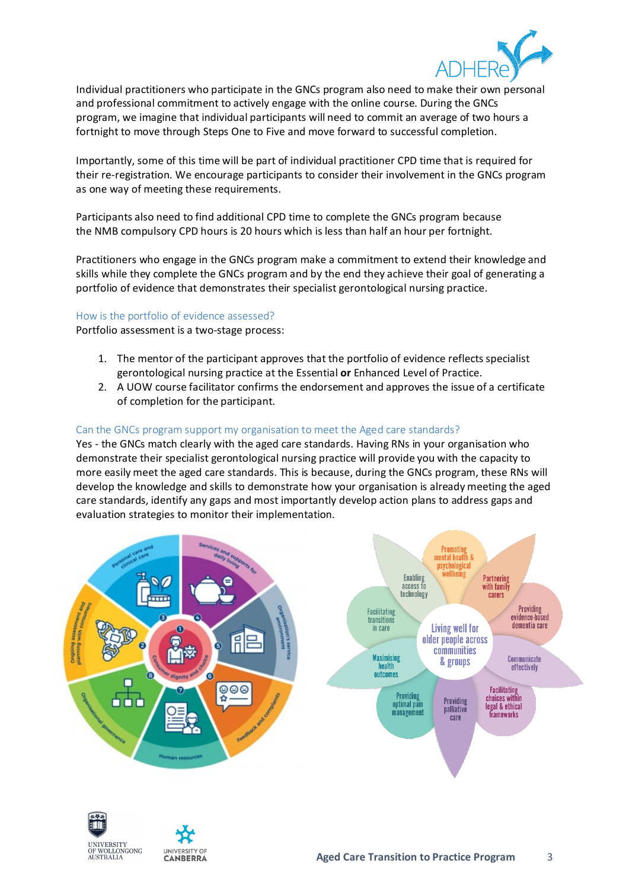Individual practitioners who participate in the GNCs program also need to make their own personal and professional commitment to actively engage with the online course. During the GNCs program, we imagine that individual participants will need to commit an average of two hours a fortnight to move through Steps One to Five and move forward to successful completion.

Importantly, some of this time will be part of individual practitioner CPD time that is required for their re-registration. We encourage participants to consider their involvement in the GNCs program as one way of meeting these requirements.

Participants also need to find additional CPD time to complete the GNCs program because the NMB compulsory CPD hours is 20 hours which is less than half an hour per fortnight.

Practitioners who engage in the GNCs program make a commitment to extend their knowledge and skills while they complete the GNCs program and by the end they achieve their goal of generating a portfolio of evidence that demonstrates their specialist gerontological nursing practice.

## How is the portfolio of evidence assessed?

Portfolio assessment is a two-stage process:

1. The mentor of the participant approves that the portfolio of evidence reflects specialist gerontological nursing practice at the Essential **or** Enhanced Level of Practice.
2. A UOW course facilitator confirms the endorsement and approves the issue of a certificate of completion for the participant.

## Can the GNCs program support my organisation to meet the Aged care standards?

Yes - the GNCs match clearly with the aged care standards. Having RNs in your organisation who demonstrate their specialist gerontological nursing practice will provide you with the capacity to more easily meet the aged care standards. This is because, during the GNCs program, these RNs will develop the knowledge and skills to demonstrate how your organisation is already meeting the aged care standards, identify any gaps and most importantly develop action plans to address gaps and evaluation strategies to monitor their implementation.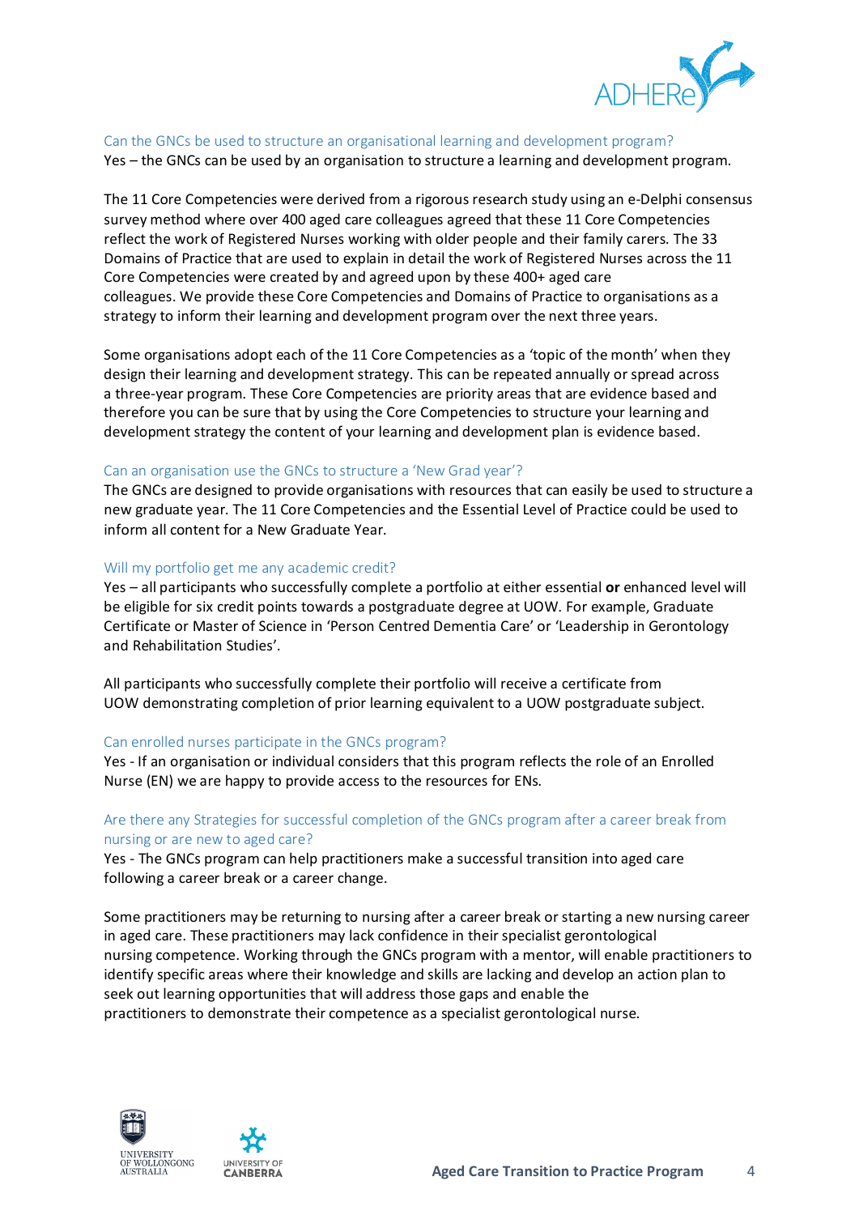### Can the GNCs be used to structure an organisational learning and development program?

Yes – the GNCs can be used by an organisation to structure a learning and development program.

The 11 Core Competencies were derived from a rigorous research study using an e-Delphi consensus survey method where over 400 aged care colleagues agreed that these 11 Core Competencies reflect the work of Registered Nurses working with older people and their family carers. The 33 Domains of Practice that are used to explain in detail the work of Registered Nurses across the 11 Core Competencies were created by and agreed upon by these 400+ aged care colleagues. We provide these Core Competencies and Domains of Practice to organisations as a strategy to inform their learning and development program over the next three years.

Some organisations adopt each of the 11 Core Competencies as a 'topic of the month' when they design their learning and development strategy. This can be repeated annually or spread across a three-year program. These Core Competencies are priority areas that are evidence based and therefore you can be sure that by using the Core Competencies to structure your learning and development strategy the content of your learning and development plan is evidence based.

### Can an organisation use the GNCs to structure a 'New Grad year'?

The GNCs are designed to provide organisations with resources that can easily be used to structure a new graduate year. The 11 Core Competencies and the Essential Level of Practice could be used to inform all content for a New Graduate Year.

### Will my portfolio get me any academic credit?

Yes – all participants who successfully complete a portfolio at either essential **or** enhanced level will be eligible for six credit points towards a postgraduate degree at UOW. For example, Graduate Certificate or Master of Science in 'Person Centred Dementia Care' or 'Leadership in Gerontology and Rehabilitation Studies'.

All participants who successfully complete their portfolio will receive a certificate from UOW demonstrating completion of prior learning equivalent to a UOW postgraduate subject.

### Can enrolled nurses participate in the GNCs program?

Yes - If an organisation or individual considers that this program reflects the role of an Enrolled Nurse (EN) we are happy to provide access to the resources for ENs.

### Are there any Strategies for successful completion of the GNCs program after a career break from nursing or are new to aged care?

Yes - The GNCs program can help practitioners make a successful transition into aged care following a career break or a career change.

Some practitioners may be returning to nursing after a career break or starting a new nursing career in aged care. These practitioners may lack confidence in their specialist gerontological nursing competence. Working through the GNCs program with a mentor, will enable practitioners to identify specific areas where their knowledge and skills are lacking and develop an action plan to seek out learning opportunities that will address those gaps and enable the practitioners to demonstrate their competence as a specialist gerontological nurse.